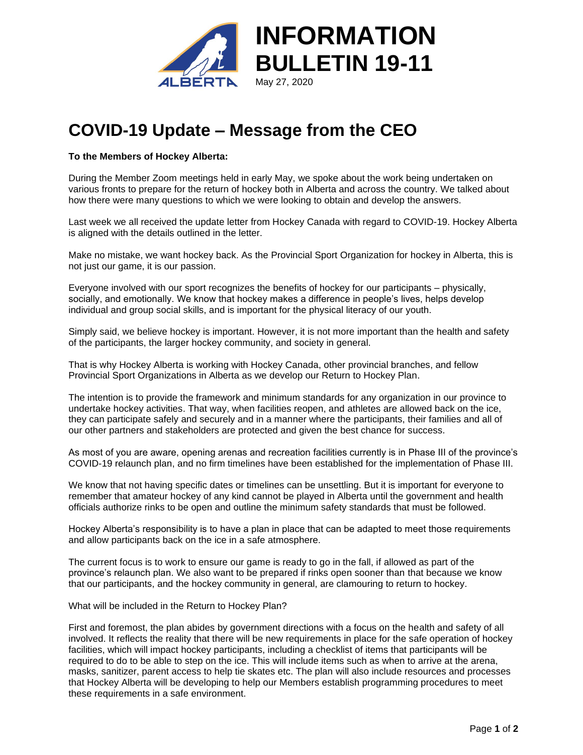# INFORMATION BULLETIN 19-11

May 27, 2020

## COVID-19 Update – Message from the CEO

**To the Members of Hockey Alberta:**

During the Member Zoom meetings held in early May, we spoke about the work being undertaken on various fronts to prepare for the return of hockey both in Alberta and across the country. We talked about how there were many questions to which we were looking to obtain and develop the answers.

Last week we all received the update letter from Hockey Canada with regard to COVID-19. Hockey Alberta is aligned with the details outlined in the letter.

Make no mistake, we want hockey back. As the Provincial Sport Organization for hockey in Alberta, this is not just our game, it is our passion.

Everyone involved with our sport recognizes the benefits of hockey for our participants – physically, socially, and emotionally. We know that hockey makes a difference in people's lives, helps develop individual and group social skills, and is important for the physical literacy of our youth.

Simply said, we believe hockey is important. However, it is not more important than the health and safety of the participants, the larger hockey community, and society in general.

That is why Hockey Alberta is working with Hockey Canada, other provincial branches, and fellow Provincial Sport Organizations in Alberta as we develop our Return to Hockey Plan.

The intention is to provide the framework and minimum standards for any organization in our province to undertake hockey activities. That way, when facilities reopen, and athletes are allowed back on the ice, they can participate safely and securely and in a manner where the participants, their families and all of our other partners and stakeholders are protected and given the best chance for success.

As most of you are aware, opening arenas and recreation facilities currently is in Phase III of the province's COVID-19 relaunch plan, and no firm timelines have been established for the implementation of Phase III.

We know that not having specific dates or timelines can be unsettling. But it is important for everyone to remember that amateur hockey of any kind cannot be played in Alberta until the government and health officials authorize rinks to be open and outline the minimum safety standards that must be followed.

Hockey Alberta's responsibility is to have a plan in place that can be adapted to meet those requirements and allow participants back on the ice in a safe atmosphere.

The current focus is to work to ensure our game is ready to go in the fall, if allowed as part of the province's relaunch plan. We also want to be prepared if rinks open sooner than that because we know that our participants, and the hockey community in general, are clamouring to return to hockey.

What will be included in the Return to Hockey Plan?

First and foremost, the plan abides by government directions with a focus on the health and safety of all involved. It reflects the reality that there will be new requirements in place for the safe operation of hockey facilities, which will impact hockey participants, including a checklist of items that participants will be required to do to be able to step on the ice. This will include items such as when to arrive at the arena, masks, sanitizer, parent access to help tie skates etc. The plan will also include resources and processes that Hockey Alberta will be developing to help our Members establish programming procedures to meet these requirements in a safe environment.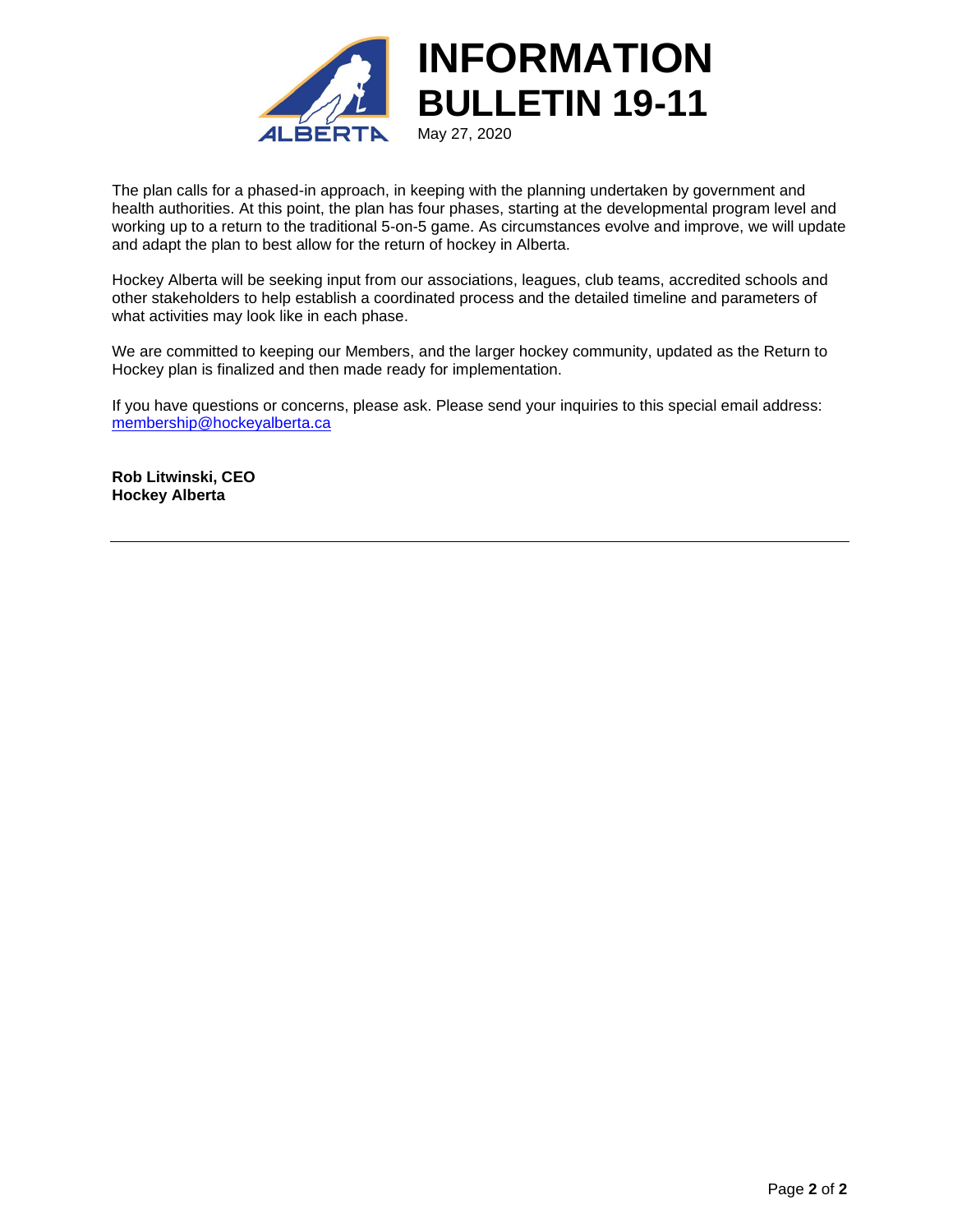# INFORMATION BULLETIN 19-11

May 27, 2020

The plan calls for a phased-in approach, in keeping with the planning undertaken by government and health authorities. At this point, the plan has four phases, starting at the developmental program level and working up to a return to the traditional 5-on-5 game. As circumstances evolve and improve, we will update and adapt the plan to best allow for the return of hockey in Alberta.

Hockey Alberta will be seeking input from our associations, leagues, club teams, accredited schools and other stakeholders to help establish a coordinated process and the detailed timeline and parameters of what activities may look like in each phase.

We are committed to keeping our Members, and the larger hockey community, updated as the Return to Hockey plan is finalized and then made ready for implementation.

If you have questions or concerns, please ask. Please send your inquiries to this special email address: membership@hockeyalberta.ca

**Rob Litwinski, CEO**
**Hockey Alberta**